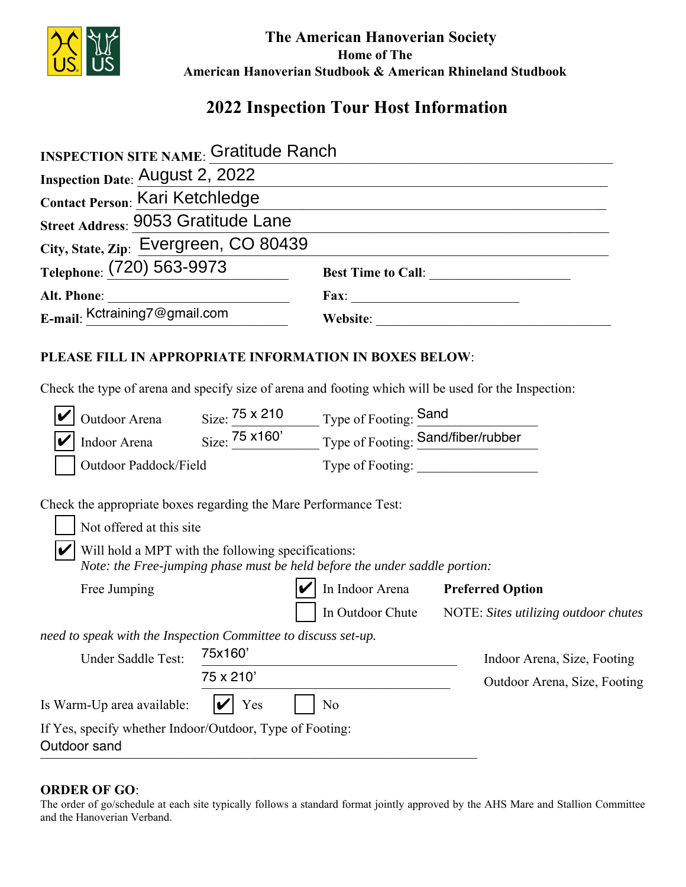**The American Hanoverian Society**
**Home of The**
**American Hanoverian Studbook & American Rhineland Studbook**

## 2022 Inspection Tour Host Information

**INSPECTION SITE NAME**: Gratitude Ranch

**Inspection Date**: August 2, 2022

**Contact Person**: Kari Ketchledge

**Street Address**: 9053 Gratitude Lane

**City, State, Zip**: Evergreen, CO 80439

**Telephone**: (720) 563-9973 **Best Time to Call**: ____________________

**Alt. Phone**: ____________________ **Fax**: ____________________

**E-mail**: Kctraining7@gmail.com **Website**: ____________________

**PLEASE FILL IN APPROPRIATE INFORMATION IN BOXES BELOW**:

Check the type of arena and specify size of arena and footing which will be used for the Inspection:

- ☑ Outdoor Arena Size: 75 x 210 Type of Footing: Sand
- ☑ Indoor Arena Size: 75 x160' Type of Footing: Sand/fiber/rubber
- ☐ Outdoor Paddock/Field Type of Footing: ____________________

Check the appropriate boxes regarding the Mare Performance Test:

- ☐ Not offered at this site
- ☑ Will hold a MPT with the following specifications:
  *Note: the Free-jumping phase must be held before the under saddle portion:*

Free Jumping ☑ In Indoor Arena **Preferred Option**

☐ In Outdoor Chute NOTE: *Sites utilizing outdoor chutes need to speak with the Inspection Committee to discuss set-up.*

Under Saddle Test: 75x160' Indoor Arena, Size, Footing

75 x 210' Outdoor Arena, Size, Footing

Is Warm-Up area available: ☑ Yes ☐ No

If Yes, specify whether Indoor/Outdoor, Type of Footing:
Outdoor sand

**ORDER OF GO**:
The order of go/schedule at each site typically follows a standard format jointly approved by the AHS Mare and Stallion Committee and the Hanoverian Verband.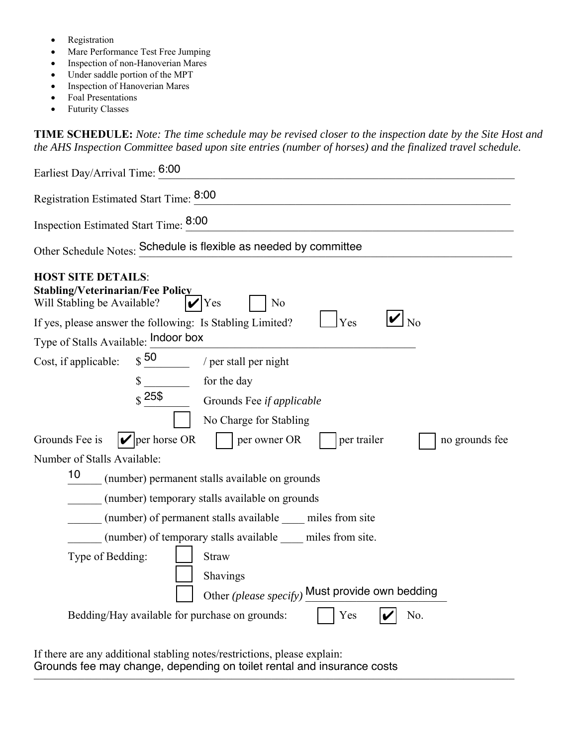- Registration
- Mare Performance Test Free Jumping
- Inspection of non-Hanoverian Mares
- Under saddle portion of the MPT
- Inspection of Hanoverian Mares
- Foal Presentations
- Futurity Classes

**TIME SCHEDULE:** *Note: The time schedule may be revised closer to the inspection date by the Site Host and the AHS Inspection Committee based upon site entries (number of horses) and the finalized travel schedule.*

Earliest Day/Arrival Time: 6:00

Registration Estimated Start Time: 8:00

Inspection Estimated Start Time: 8:00

Other Schedule Notes: Schedule is flexible as needed by committee

**HOST SITE DETAILS**:

**Stabling/Veterinarian/Fee Policy**

Will Stabling be Available? ☑ Yes ☐ No

If yes, please answer the following: Is Stabling Limited? ☐ Yes ☑ No

Type of Stalls Available: Indoor box

Cost, if applicable: $ 50 / per stall per night

$ ________ for the day

$ 25$ Grounds Fee *if applicable*

☐ No Charge for Stabling

Grounds Fee is ☑ per horse OR ☐ per owner OR ☐ per trailer ☐ no grounds fee

Number of Stalls Available:

10 (number) permanent stalls available on grounds

______ (number) temporary stalls available on grounds

______ (number) of permanent stalls available ____ miles from site

______ (number) of temporary stalls available ____ miles from site.

Type of Bedding: ☐ Straw

☐ Shavings

☐ Other *(please specify)* Must provide own bedding

Bedding/Hay available for purchase on grounds: ☐ Yes ☑ No.

If there are any additional stabling notes/restrictions, please explain:
Grounds fee may change, depending on toilet rental and insurance costs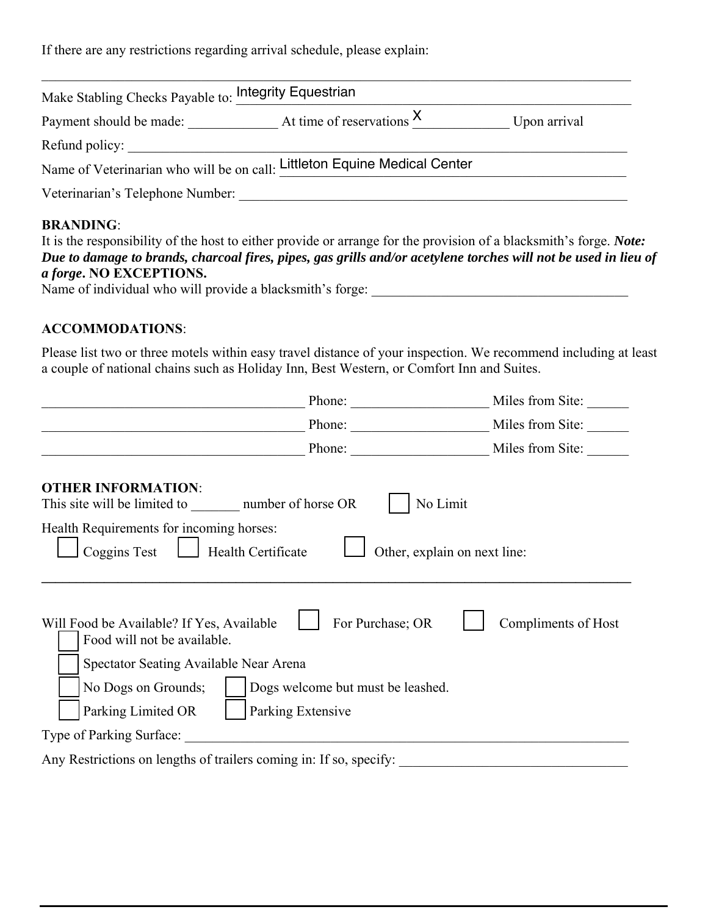If there are any restrictions regarding arrival schedule, please explain:

______________________________________________________________________________

Make Stabling Checks Payable to: Integrity Equestrian

Payment should be made: ____________ At time of reservations X____________ Upon arrival

Refund policy: ______________________________________________________________

Name of Veterinarian who will be on call: Littleton Equine Medical Center

Veterinarian's Telephone Number: ______________________________________________

**BRANDING**:

It is the responsibility of the host to either provide or arrange for the provision of a blacksmith's forge. ***Note: Due to damage to brands, charcoal fires, pipes, gas grills and/or acetylene torches will not be used in lieu of a forge*. NO EXCEPTIONS.**

Name of individual who will provide a blacksmith's forge: ______________________________

**ACCOMMODATIONS**:

Please list two or three motels within easy travel distance of your inspection. We recommend including at least a couple of national chains such as Holiday Inn, Best Western, or Comfort Inn and Suites.

______________________________ Phone: ________________ Miles from Site: ______

______________________________ Phone: ________________ Miles from Site: ______

______________________________ Phone: ________________ Miles from Site: ______

**OTHER INFORMATION**:

This site will be limited to _______ number of horse OR ☐ No Limit

Health Requirements for incoming horses:

☐ Coggins Test ☐ Health Certificate ☐ Other, explain on next line:

______________________________________________________________________________

Will Food be Available? If Yes, Available ☐ For Purchase; OR ☐ Compliments of Host

☐ Food will not be available.

☐ Spectator Seating Available Near Arena

☐ No Dogs on Grounds; ☐ Dogs welcome but must be leashed.

☐ Parking Limited OR ☐ Parking Extensive

Type of Parking Surface: ______________________________________________________

Any Restrictions on lengths of trailers coming in: If so, specify: ___________________________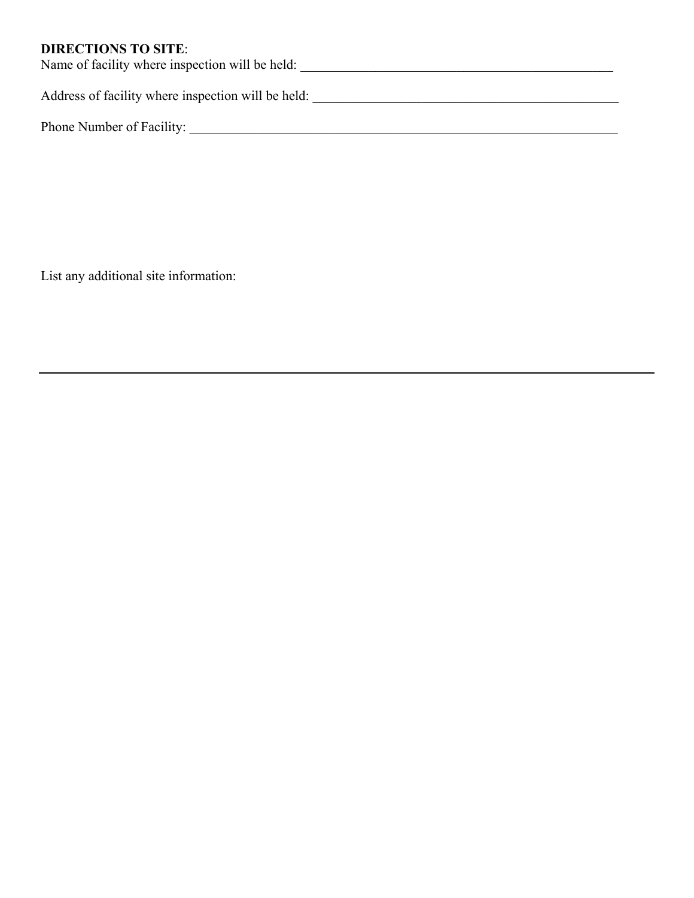**DIRECTIONS TO SITE**:

Name of facility where inspection will be held: _______________________________________________

Address of facility where inspection will be held: _______________________________________________

Phone Number of Facility: _________________________________________________________________

List any additional site information:

---